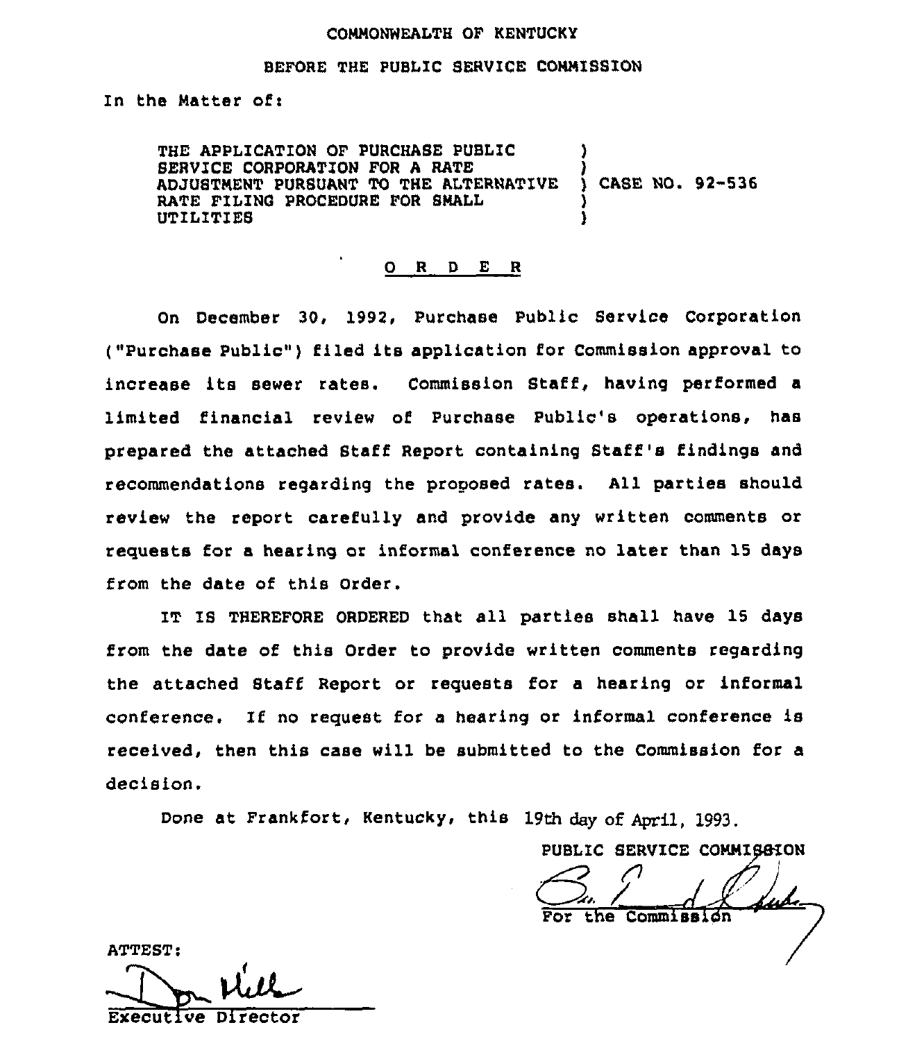COMMONWEALTH OF KENTUCKY

BEFORE THE PUBLIC SERVICE COMMISSION

In the Matter of:

| | |
|---|---|
| THE APPLICATION OF PURCHASE PUBLIC SERVICE CORPORATION FOR A RATE ADJUSTMENT PURSUANT TO THE ALTERNATIVE RATE FILING PROCEDURE FOR SMALL UTILITIES | ) CASE NO. 92-536 |

## O R D E R

On December 30, 1992, Purchase Public Service Corporation ("Purchase Public") filed its application for Commission approval to increase its sewer rates. Commission Staff, having performed a limited financial review of Purchase Public's operations, has prepared the attached Staff Report containing Staff's findings and recommendations regarding the proposed rates. All parties should review the report carefully and provide any written comments or requests for a hearing or informal conference no later than 15 days from the date of this Order.

IT IS THEREFORE ORDERED that all parties shall have 15 days from the date of this Order to provide written comments regarding the attached Staff Report or requests for a hearing or informal conference. If no request for a hearing or informal conference is received, then this case will be submitted to the Commission for a decision.

Done at Frankfort, Kentucky, this 19th day of April, 1993.

PUBLIC SERVICE COMMISSION

For the Commission

ATTEST:

Executive Director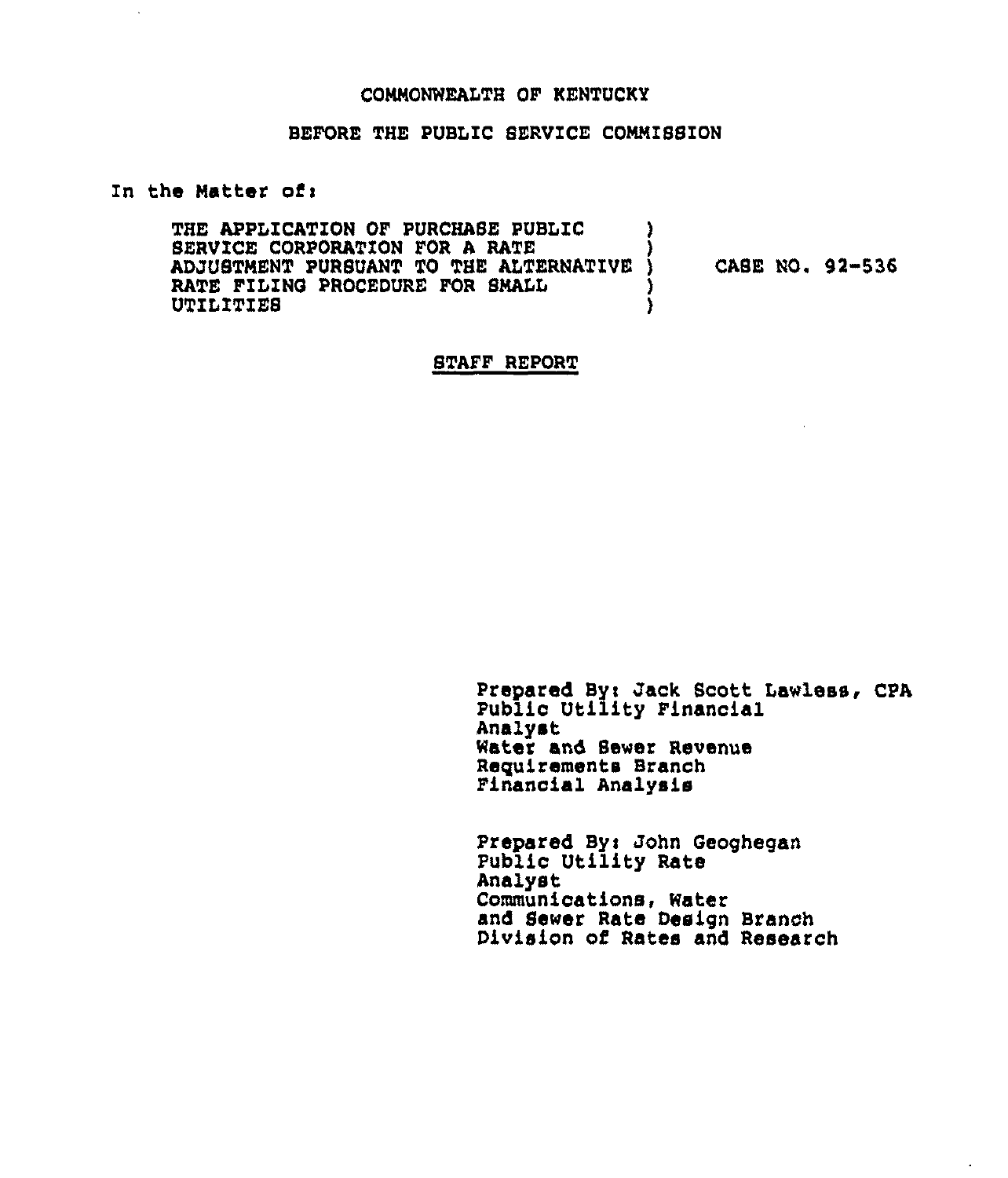COMMONWEALTH OF KENTUCKY

BEFORE THE PUBLIC SERVICE COMMISSION

In the Matter of:

THE APPLICATION OF PURCHASE PUBLIC SERVICE CORPORATION FOR A RATE ADJUSTMENT PURSUANT TO THE ALTERNATIVE RATE FILING PROCEDURE FOR SMALL UTILITIES ) CASE NO. 92-536

## STAFF REPORT

Prepared By: Jack Scott Lawless, CPA
Public Utility Financial Analyst
Water and Sewer Revenue Requirements Branch
Financial Analysis

Prepared By: John Geoghegan
Public Utility Rate Analyst
Communications, Water and Sewer Rate Design Branch
Division of Rates and Research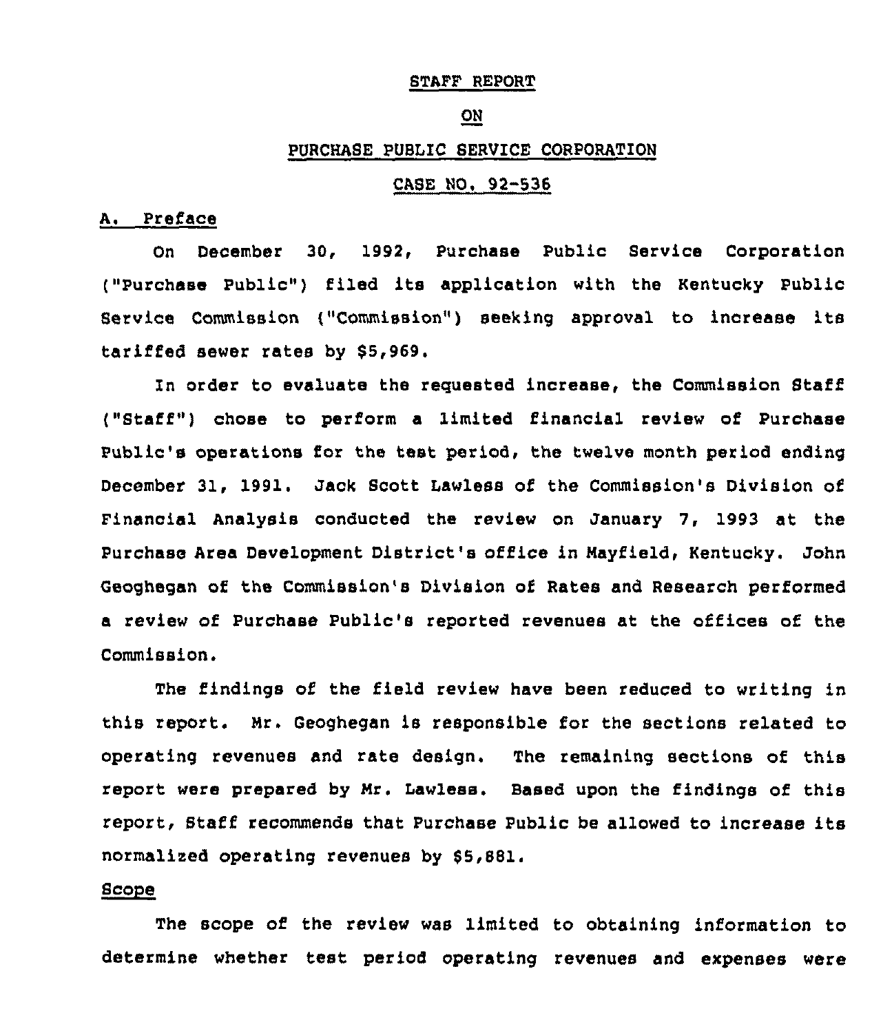STAFF REPORT

ON

PURCHASE PUBLIC SERVICE CORPORATION

CASE NO. 92-536

## A. Preface

On December 30, 1992, Purchase Public Service Corporation ("Purchase Public") filed its application with the Kentucky Public Service Commission ("Commission") seeking approval to increase its tariffed sewer rates by $5,969.

In order to evaluate the requested increase, the Commission Staff ("Staff") chose to perform a limited financial review of Purchase Public's operations for the test period, the twelve month period ending December 31, 1991. Jack Scott Lawless of the Commission's Division of Financial Analysis conducted the review on January 7, 1993 at the Purchase Area Development District's office in Mayfield, Kentucky. John Geoghegan of the Commission's Division of Rates and Research performed a review of Purchase Public's reported revenues at the offices of the Commission.

The findings of the field review have been reduced to writing in this report. Mr. Geoghegan is responsible for the sections related to operating revenues and rate design. The remaining sections of this report were prepared by Mr. Lawless. Based upon the findings of this report, Staff recommends that Purchase Public be allowed to increase its normalized operating revenues by $5,881.

## Scope

The scope of the review was limited to obtaining information to determine whether test period operating revenues and expenses were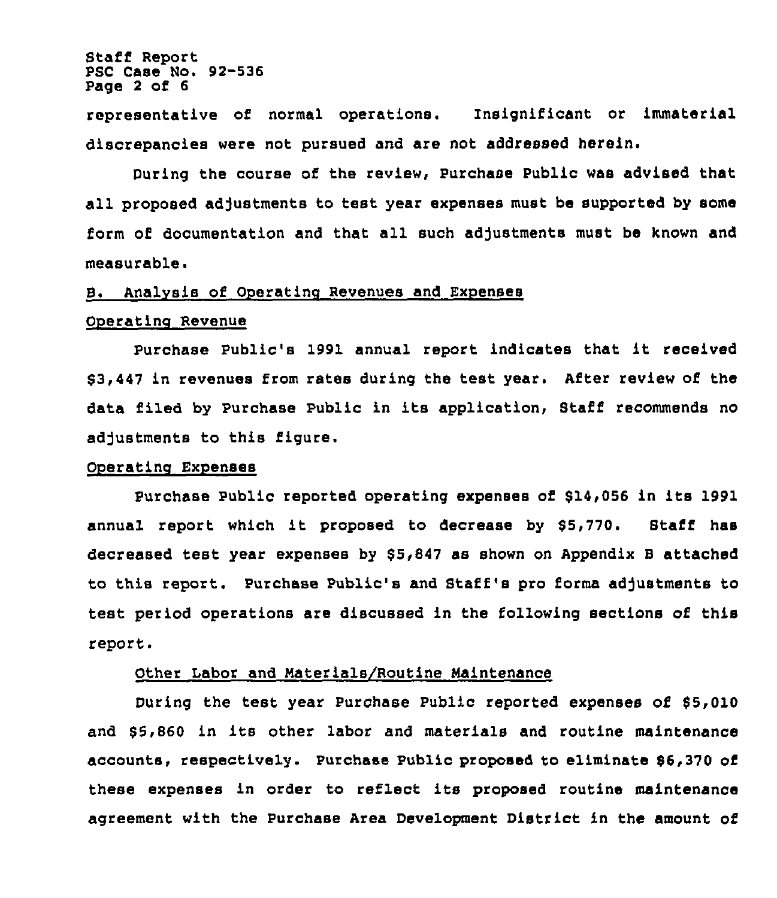representative of normal operations. Insignificant or immaterial discrepancies were not pursued and are not addressed herein.

During the course of the review, Purchase Public was advised that all proposed adjustments to test year expenses must be supported by some form of documentation and that all such adjustments must be known and measurable.

## B. Analysis of Operating Revenues and Expenses

### Operating Revenue

Purchase Public's 1991 annual report indicates that it received $3,447 in revenues from rates during the test year. After review of the data filed by Purchase Public in its application, Staff recommends no adjustments to this figure.

### Operating Expenses

Purchase Public reported operating expenses of $14,056 in its 1991 annual report which it proposed to decrease by $5,770. Staff has decreased test year expenses by $5,847 as shown on Appendix B attached to this report. Purchase Public's and Staff's pro forma adjustments to test period operations are discussed in the following sections of this report.

#### Other Labor and Materials/Routine Maintenance

During the test year Purchase Public reported expenses of $5,010 and $5,860 in its other labor and materials and routine maintenance accounts, respectively. Purchase Public proposed to eliminate $6,370 of these expenses in order to reflect its proposed routine maintenance agreement with the Purchase Area Development District in the amount of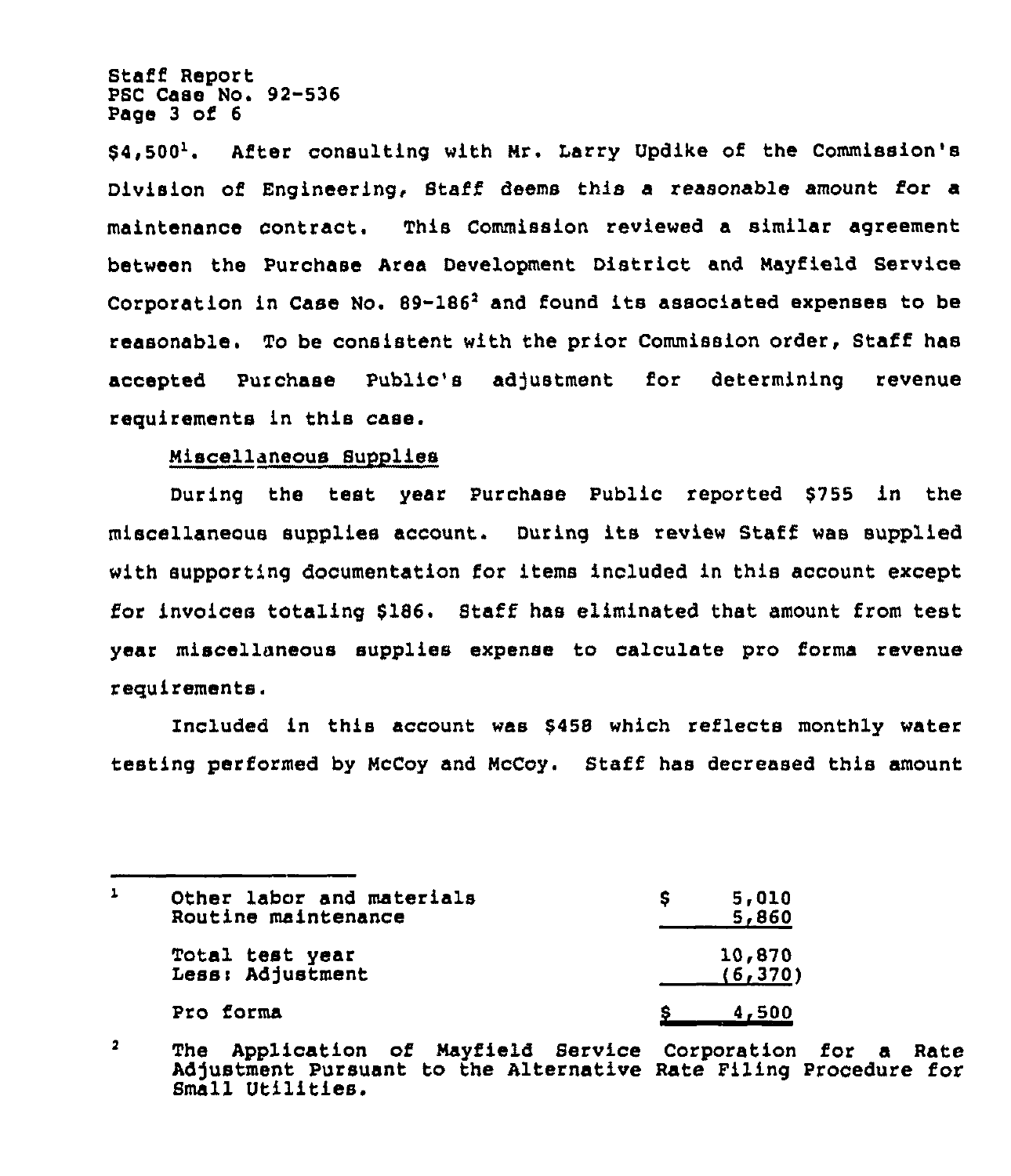$4,500[1]. After consulting with Mr. Larry Updike of the Commission's Division of Engineering, Staff deems this a reasonable amount for a maintenance contract. This Commission reviewed a similar agreement between the Purchase Area Development District and Mayfield Service Corporation in Case No. 89-186[2] and found its associated expenses to be reasonable. To be consistent with the prior Commission order, Staff has accepted Purchase Public's adjustment for determining revenue requirements in this case.

Miscellaneous Supplies

During the test year Purchase Public reported $755 in the miscellaneous supplies account. During its review Staff was supplied with supporting documentation for items included in this account except for invoices totaling $186. Staff has eliminated that amount from test year miscellaneous supplies expense to calculate pro forma revenue requirements.

Included in this account was $458 which reflects monthly water testing performed by McCoy and McCoy. Staff has decreased this amount

---

[1]

| | |
|---|---|
| Other labor and materials | $ 5,010 |
| Routine maintenance | 5,860 |
| Total test year | 10,870 |
| Less: Adjustment | (6,370) |
| Pro forma | $ 4,500 |

[2] The Application of Mayfield Service Corporation for a Rate Adjustment Pursuant to the Alternative Rate Filing Procedure for Small Utilities.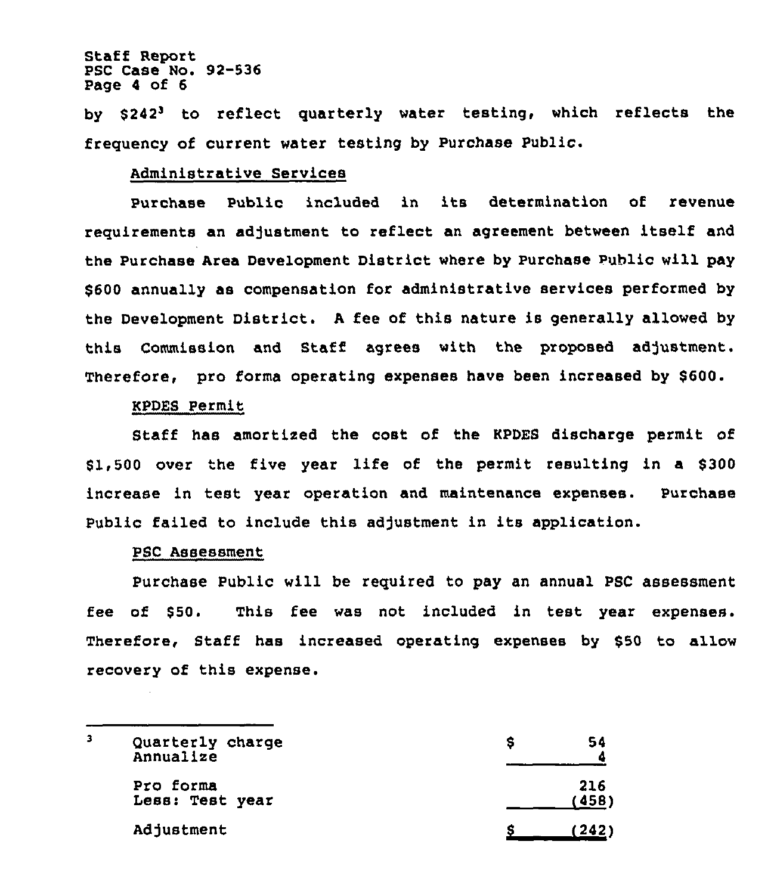by $242[3] to reflect quarterly water testing, which reflects the frequency of current water testing by Purchase Public.

Administrative Services

Purchase Public included in its determination of revenue requirements an adjustment to reflect an agreement between itself and the Purchase Area Development District where by Purchase Public will pay $600 annually as compensation for administrative services performed by the Development District. A fee of this nature is generally allowed by this Commission and Staff agrees with the proposed adjustment. Therefore, pro forma operating expenses have been increased by $600.

KPDES Permit

Staff has amortized the cost of the KPDES discharge permit of $1,500 over the five year life of the permit resulting in a $300 increase in test year operation and maintenance expenses. Purchase Public failed to include this adjustment in its application.

PSC Assessment

Purchase Public will be required to pay an annual PSC assessment fee of $50. This fee was not included in test year expenses. Therefore, Staff has increased operating expenses by $50 to allow recovery of this expense.

---

[3]

| | |
|---|---|
| Quarterly charge | $ 54 |
| Annualize | 4 |
| Pro forma | 216 |
| Less: Test year | (458) |
| Adjustment | $ (242) |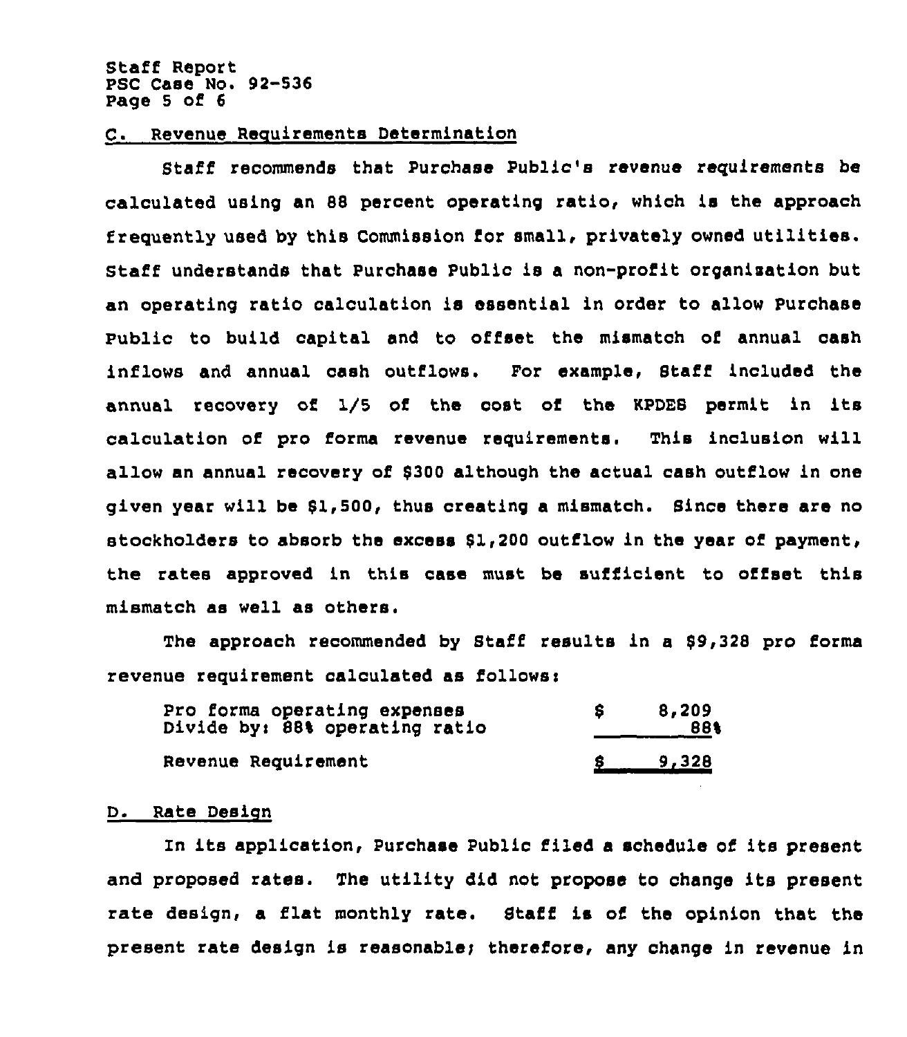### C. Revenue Requirements Determination

Staff recommends that Purchase Public's revenue requirements be calculated using an 88 percent operating ratio, which is the approach frequently used by this Commission for small, privately owned utilities. Staff understands that Purchase Public is a non-profit organization but an operating ratio calculation is essential in order to allow Purchase Public to build capital and to offset the mismatch of annual cash inflows and annual cash outflows. For example, Staff included the annual recovery of 1/5 of the cost of the KPDES permit in its calculation of pro forma revenue requirements. This inclusion will allow an annual recovery of $300 although the actual cash outflow in one given year will be $1,500, thus creating a mismatch. Since there are no stockholders to absorb the excess $1,200 outflow in the year of payment, the rates approved in this case must be sufficient to offset this mismatch as well as others.

The approach recommended by Staff results in a $9,328 pro forma revenue requirement calculated as follows:

| | |
|---|---|
| Pro forma operating expenses | $ 8,209 |
| Divide by: 88% operating ratio | 88% |
| Revenue Requirement | $ 9,328 |

### D. Rate Design

In its application, Purchase Public filed a schedule of its present and proposed rates. The utility did not propose to change its present rate design, a flat monthly rate. Staff is of the opinion that the present rate design is reasonable; therefore, any change in revenue in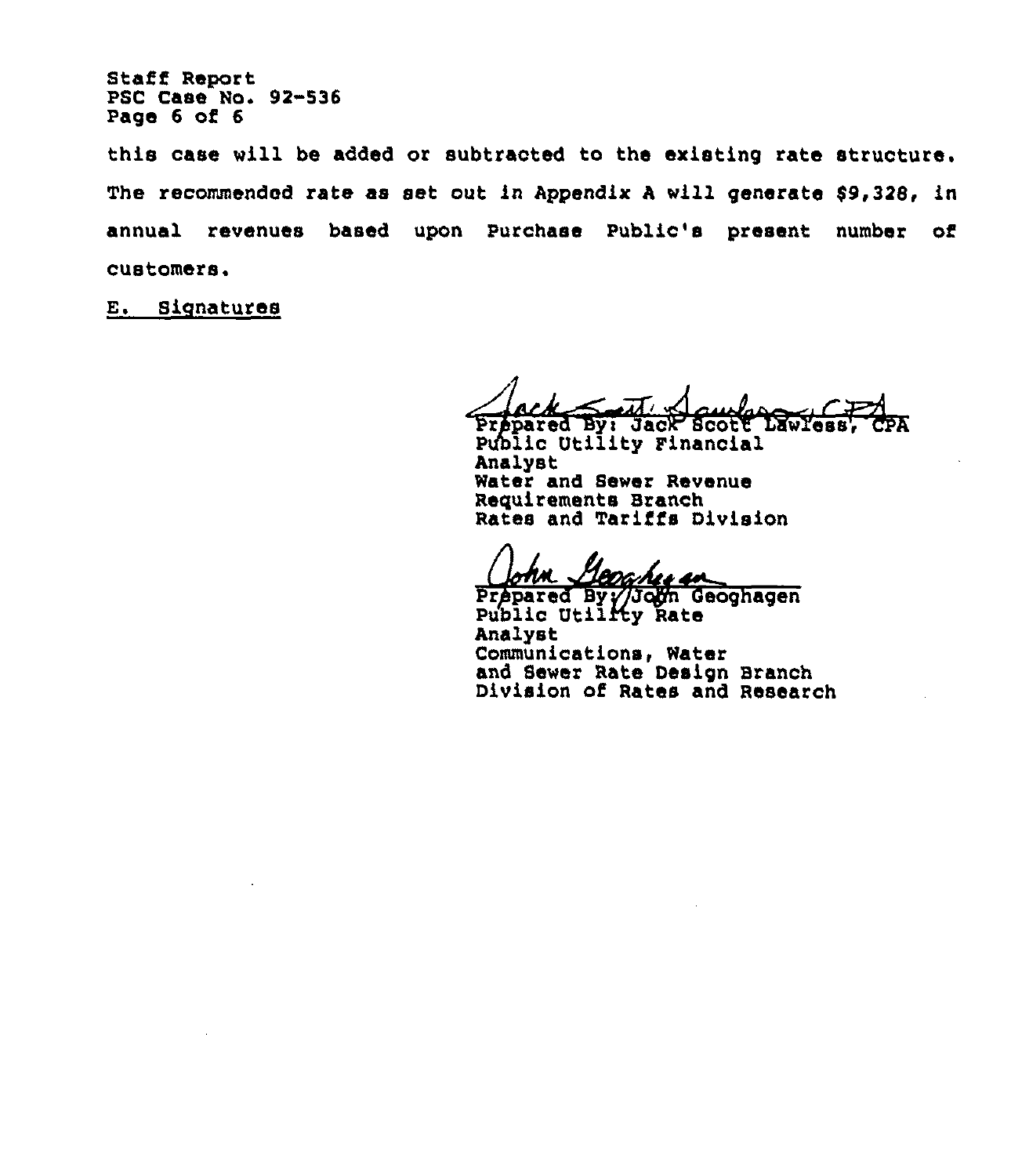this case will be added or subtracted to the existing rate structure. The recommended rate as set out in Appendix A will generate $9,328, in annual revenues based upon Purchase Public's present number of customers.

E. Signatures

Prepared By: Jack Scott Lawless, CPA
Public Utility Financial Analyst
Water and Sewer Revenue Requirements Branch
Rates and Tariffs Division

Prepared By: John Geoghagen
Public Utility Rate Analyst
Communications, Water and Sewer Rate Design Branch
Division of Rates and Research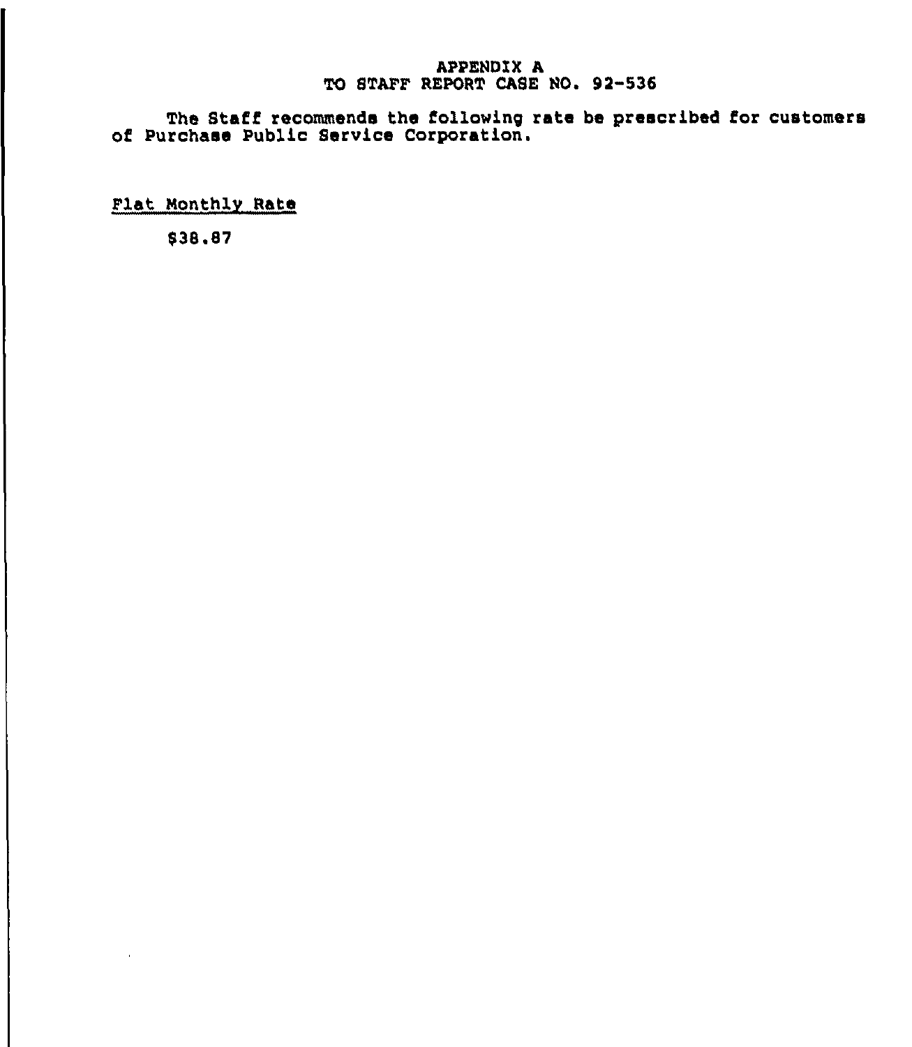# APPENDIX A
## TO STAFF REPORT CASE NO. 92-536

The Staff recommends the following rate be prescribed for customers of Purchase Public Service Corporation.

Flat Monthly Rate

$38.87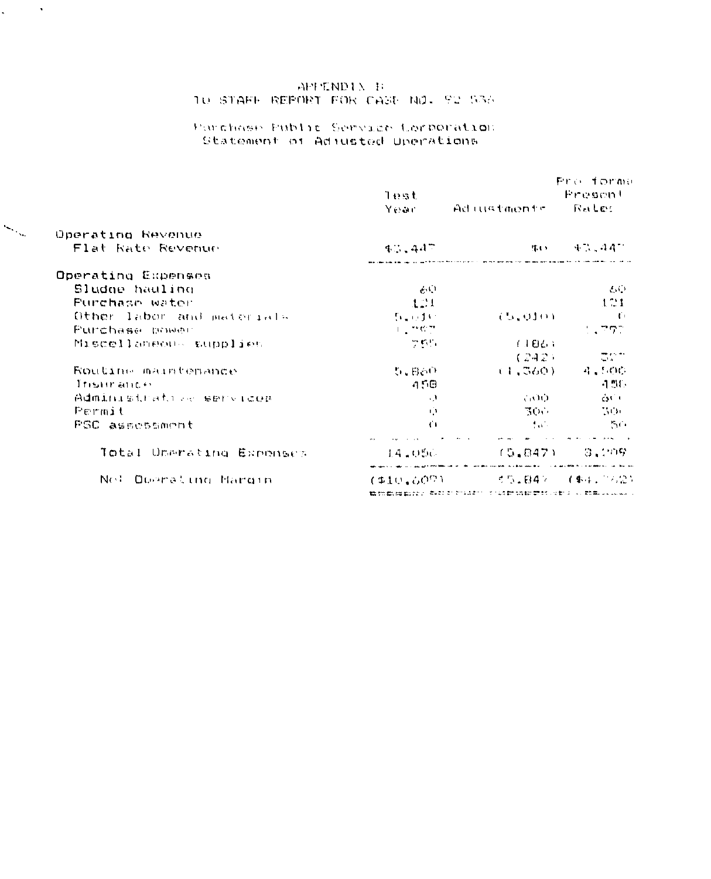APPENDIX B
TO STAFF REPORT FOR CASE NO. 92-538

Purchase Public Service Corporation
Statement of Adjusted Operations

| | Test Year | Adjustments | Pro forma Present Rates |
|---|---|---|---|
| **Operating Revenue** | | | |
| Flat Rate Revenue | $3,447 | $0 | $3,447 |
| **Operating Expenses** | | | |
| Sludge hauling | 60 | | 60 |
| Purchase water | 121 | | 121 |
| Other labor and materials | 5,010 | (5,010) | 0 |
| Purchase power | 1,792 | | 1,792 |
| Miscellaneous supplies | 755 | (186) | |
| | | (242) | 327 |
| Routine maintenance | 5,860 | (1,360) | 4,500 |
| Insurance | 458 | | 458 |
| Administrative services | 0 | 600 | 600 |
| Permit | 0 | 300 | 300 |
| PSC assessment | 0 | 50 | 50 |
| Total Operating Expenses | 14,056 | (5,847) | 8,209 |
| Net Operating Margin | ($10,609) | $5,847 | ($4,762) |